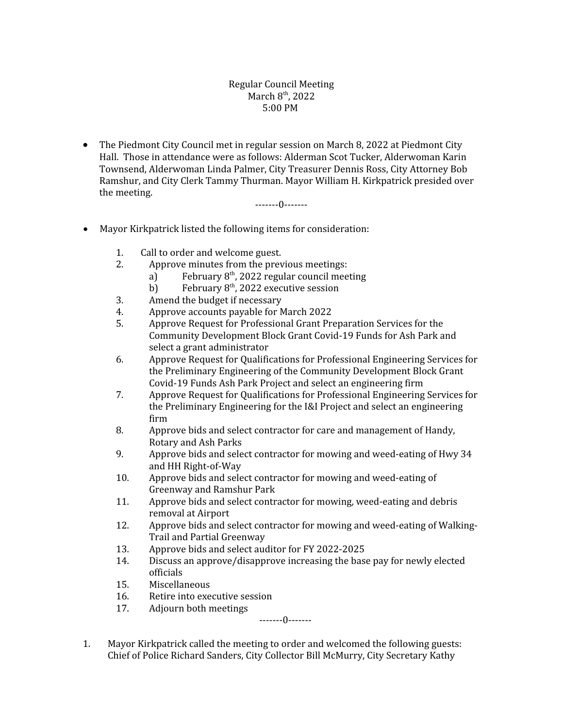Regular Council Meeting
March 8th, 2022
5:00 PM

- The Piedmont City Council met in regular session on March 8, 2022 at Piedmont City Hall. Those in attendance were as follows: Alderman Scot Tucker, Alderwoman Karin Townsend, Alderwoman Linda Palmer, City Treasurer Dennis Ross, City Attorney Bob Ramshur, and City Clerk Tammy Thurman. Mayor William H. Kirkpatrick presided over the meeting.

-------0-------

- Mayor Kirkpatrick listed the following items for consideration:

  1. Call to order and welcome guest.
  2. Approve minutes from the previous meetings:
     a) February 8th, 2022 regular council meeting
     b) February 8th, 2022 executive session
  3. Amend the budget if necessary
  4. Approve accounts payable for March 2022
  5. Approve Request for Professional Grant Preparation Services for the Community Development Block Grant Covid-19 Funds for Ash Park and select a grant administrator
  6. Approve Request for Qualifications for Professional Engineering Services for the Preliminary Engineering of the Community Development Block Grant Covid-19 Funds Ash Park Project and select an engineering firm
  7. Approve Request for Qualifications for Professional Engineering Services for the Preliminary Engineering for the I&I Project and select an engineering firm
  8. Approve bids and select contractor for care and management of Handy, Rotary and Ash Parks
  9. Approve bids and select contractor for mowing and weed-eating of Hwy 34 and HH Right-of-Way
  10. Approve bids and select contractor for mowing and weed-eating of Greenway and Ramshur Park
  11. Approve bids and select contractor for mowing, weed-eating and debris removal at Airport
  12. Approve bids and select contractor for mowing and weed-eating of Walking-Trail and Partial Greenway
  13. Approve bids and select auditor for FY 2022-2025
  14. Discuss an approve/disapprove increasing the base pay for newly elected officials
  15. Miscellaneous
  16. Retire into executive session
  17. Adjourn both meetings

-------0-------

1. Mayor Kirkpatrick called the meeting to order and welcomed the following guests: Chief of Police Richard Sanders, City Collector Bill McMurry, City Secretary Kathy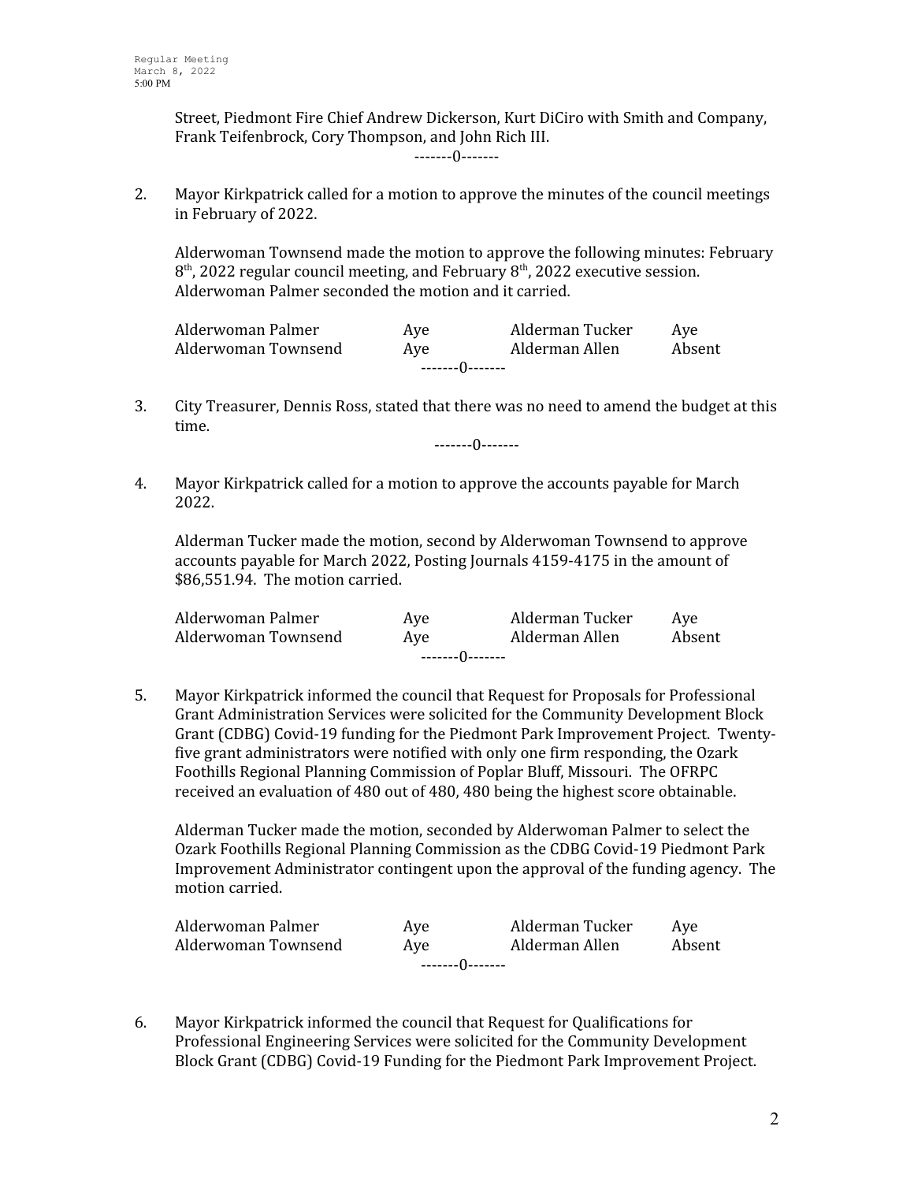Street, Piedmont Fire Chief Andrew Dickerson, Kurt DiCiro with Smith and Company, Frank Teifenbrock, Cory Thompson, and John Rich III.

-------0-------

2. Mayor Kirkpatrick called for a motion to approve the minutes of the council meetings in February of 2022.

   Alderwoman Townsend made the motion to approve the following minutes: February 8th, 2022 regular council meeting, and February 8th, 2022 executive session. Alderwoman Palmer seconded the motion and it carried.

| | | | |
|---|---|---|---|
| Alderwoman Palmer | Aye | Alderman Tucker | Aye |
| Alderwoman Townsend | Aye | Alderman Allen | Absent |

-------0-------

3. City Treasurer, Dennis Ross, stated that there was no need to amend the budget at this time.

-------0-------

4. Mayor Kirkpatrick called for a motion to approve the accounts payable for March 2022.

   Alderman Tucker made the motion, second by Alderwoman Townsend to approve accounts payable for March 2022, Posting Journals 4159-4175 in the amount of $86,551.94. The motion carried.

| | | | |
|---|---|---|---|
| Alderwoman Palmer | Aye | Alderman Tucker | Aye |
| Alderwoman Townsend | Aye | Alderman Allen | Absent |

-------0-------

5. Mayor Kirkpatrick informed the council that Request for Proposals for Professional Grant Administration Services were solicited for the Community Development Block Grant (CDBG) Covid-19 funding for the Piedmont Park Improvement Project. Twenty-five grant administrators were notified with only one firm responding, the Ozark Foothills Regional Planning Commission of Poplar Bluff, Missouri. The OFRPC received an evaluation of 480 out of 480, 480 being the highest score obtainable.

   Alderman Tucker made the motion, seconded by Alderwoman Palmer to select the Ozark Foothills Regional Planning Commission as the CDBG Covid-19 Piedmont Park Improvement Administrator contingent upon the approval of the funding agency. The motion carried.

| | | | |
|---|---|---|---|
| Alderwoman Palmer | Aye | Alderman Tucker | Aye |
| Alderwoman Townsend | Aye | Alderman Allen | Absent |

-------0-------

6. Mayor Kirkpatrick informed the council that Request for Qualifications for Professional Engineering Services were solicited for the Community Development Block Grant (CDBG) Covid-19 Funding for the Piedmont Park Improvement Project.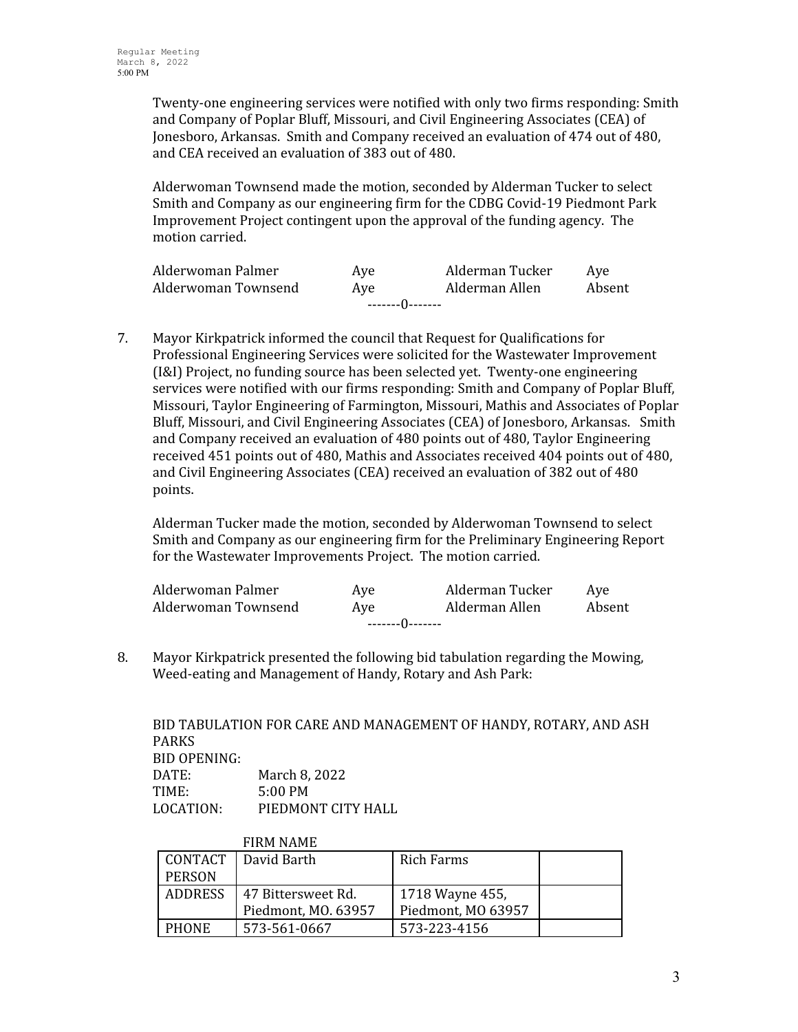Twenty-one engineering services were notified with only two firms responding: Smith and Company of Poplar Bluff, Missouri, and Civil Engineering Associates (CEA) of Jonesboro, Arkansas. Smith and Company received an evaluation of 474 out of 480, and CEA received an evaluation of 383 out of 480.

Alderwoman Townsend made the motion, seconded by Alderman Tucker to select Smith and Company as our engineering firm for the CDBG Covid-19 Piedmont Park Improvement Project contingent upon the approval of the funding agency. The motion carried.

| | | | |
|---|---|---|---|
| Alderwoman Palmer | Aye | Alderman Tucker | Aye |
| Alderwoman Townsend | Aye | Alderman Allen | Absent |

-------0-------

7. Mayor Kirkpatrick informed the council that Request for Qualifications for Professional Engineering Services were solicited for the Wastewater Improvement (I&I) Project, no funding source has been selected yet. Twenty-one engineering services were notified with our firms responding: Smith and Company of Poplar Bluff, Missouri, Taylor Engineering of Farmington, Missouri, Mathis and Associates of Poplar Bluff, Missouri, and Civil Engineering Associates (CEA) of Jonesboro, Arkansas. Smith and Company received an evaluation of 480 points out of 480, Taylor Engineering received 451 points out of 480, Mathis and Associates received 404 points out of 480, and Civil Engineering Associates (CEA) received an evaluation of 382 out of 480 points.

   Alderman Tucker made the motion, seconded by Alderwoman Townsend to select Smith and Company as our engineering firm for the Preliminary Engineering Report for the Wastewater Improvements Project. The motion carried.

| | | | |
|---|---|---|---|
| Alderwoman Palmer | Aye | Alderman Tucker | Aye |
| Alderwoman Townsend | Aye | Alderman Allen | Absent |

-------0-------

8. Mayor Kirkpatrick presented the following bid tabulation regarding the Mowing, Weed-eating and Management of Handy, Rotary and Ash Park:

BID TABULATION FOR CARE AND MANAGEMENT OF HANDY, ROTARY, AND ASH PARKS
BID OPENING:
DATE: March 8, 2022
TIME: 5:00 PM
LOCATION: PIEDMONT CITY HALL

| | FIRM NAME | | |
|---|---|---|---|
| CONTACT PERSON | David Barth | Rich Farms | |
| ADDRESS | 47 Bittersweet Rd. Piedmont, MO. 63957 | 1718 Wayne 455, Piedmont, MO 63957 | |
| PHONE | 573-561-0667 | 573-223-4156 | |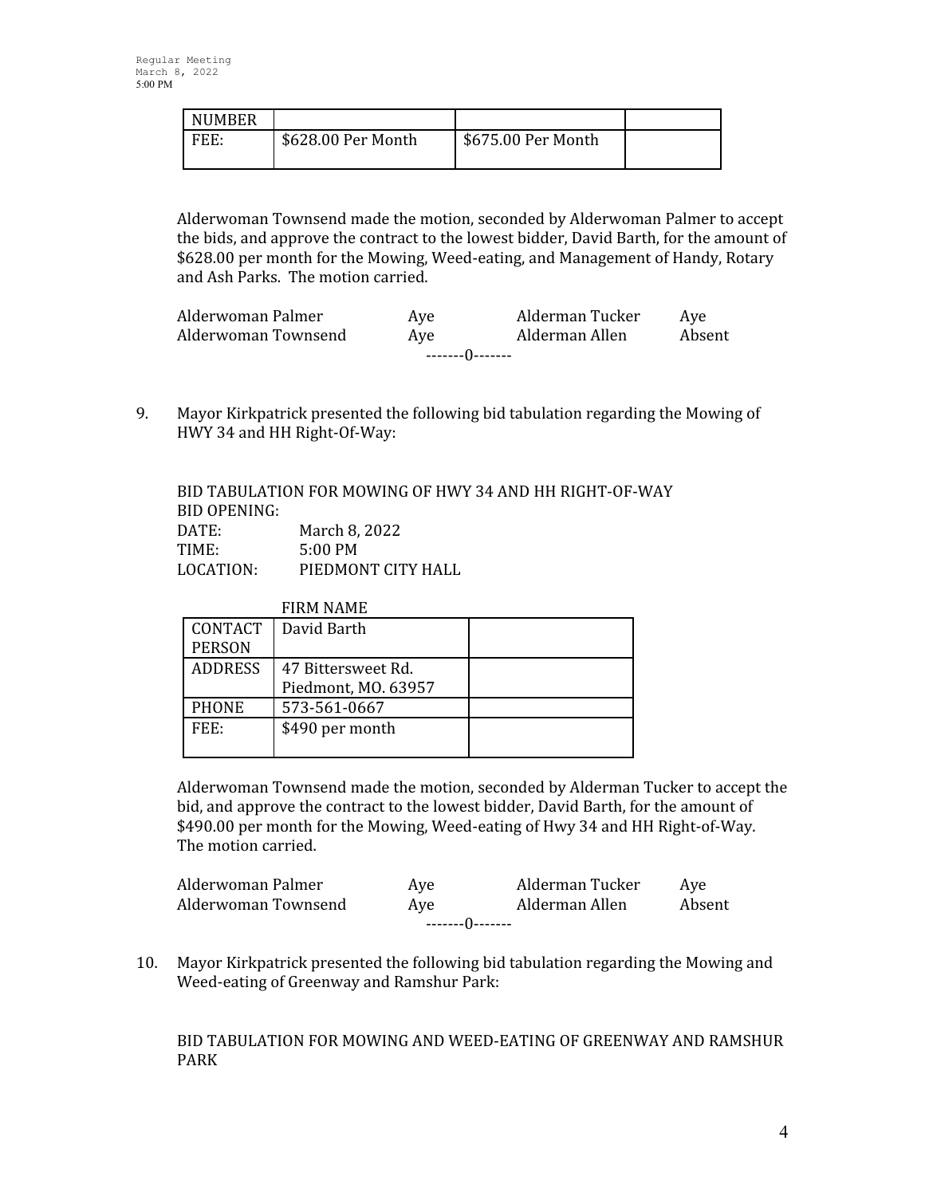| NUMBER | | | |
|---|---|---|---|
| FEE: | $628.00 Per Month | $675.00 Per Month | |

Alderwoman Townsend made the motion, seconded by Alderwoman Palmer to accept the bids, and approve the contract to the lowest bidder, David Barth, for the amount of $628.00 per month for the Mowing, Weed-eating, and Management of Handy, Rotary and Ash Parks. The motion carried.

| | | | |
|---|---|---|---|
| Alderwoman Palmer | Aye | Alderman Tucker | Aye |
| Alderwoman Townsend | Aye | Alderman Allen | Absent |

-------0-------

9. Mayor Kirkpatrick presented the following bid tabulation regarding the Mowing of HWY 34 and HH Right-Of-Way:

BID TABULATION FOR MOWING OF HWY 34 AND HH RIGHT-OF-WAY
BID OPENING:
DATE: March 8, 2022
TIME: 5:00 PM
LOCATION: PIEDMONT CITY HALL

| | FIRM NAME | |
|---|---|---|
| CONTACT PERSON | David Barth | |
| ADDRESS | 47 Bittersweet Rd. Piedmont, MO. 63957 | |
| PHONE | 573-561-0667 | |
| FEE: | $490 per month | |

Alderwoman Townsend made the motion, seconded by Alderman Tucker to accept the bid, and approve the contract to the lowest bidder, David Barth, for the amount of $490.00 per month for the Mowing, Weed-eating of Hwy 34 and HH Right-of-Way. The motion carried.

| | | | |
|---|---|---|---|
| Alderwoman Palmer | Aye | Alderman Tucker | Aye |
| Alderwoman Townsend | Aye | Alderman Allen | Absent |

-------0-------

10. Mayor Kirkpatrick presented the following bid tabulation regarding the Mowing and Weed-eating of Greenway and Ramshur Park:

BID TABULATION FOR MOWING AND WEED-EATING OF GREENWAY AND RAMSHUR PARK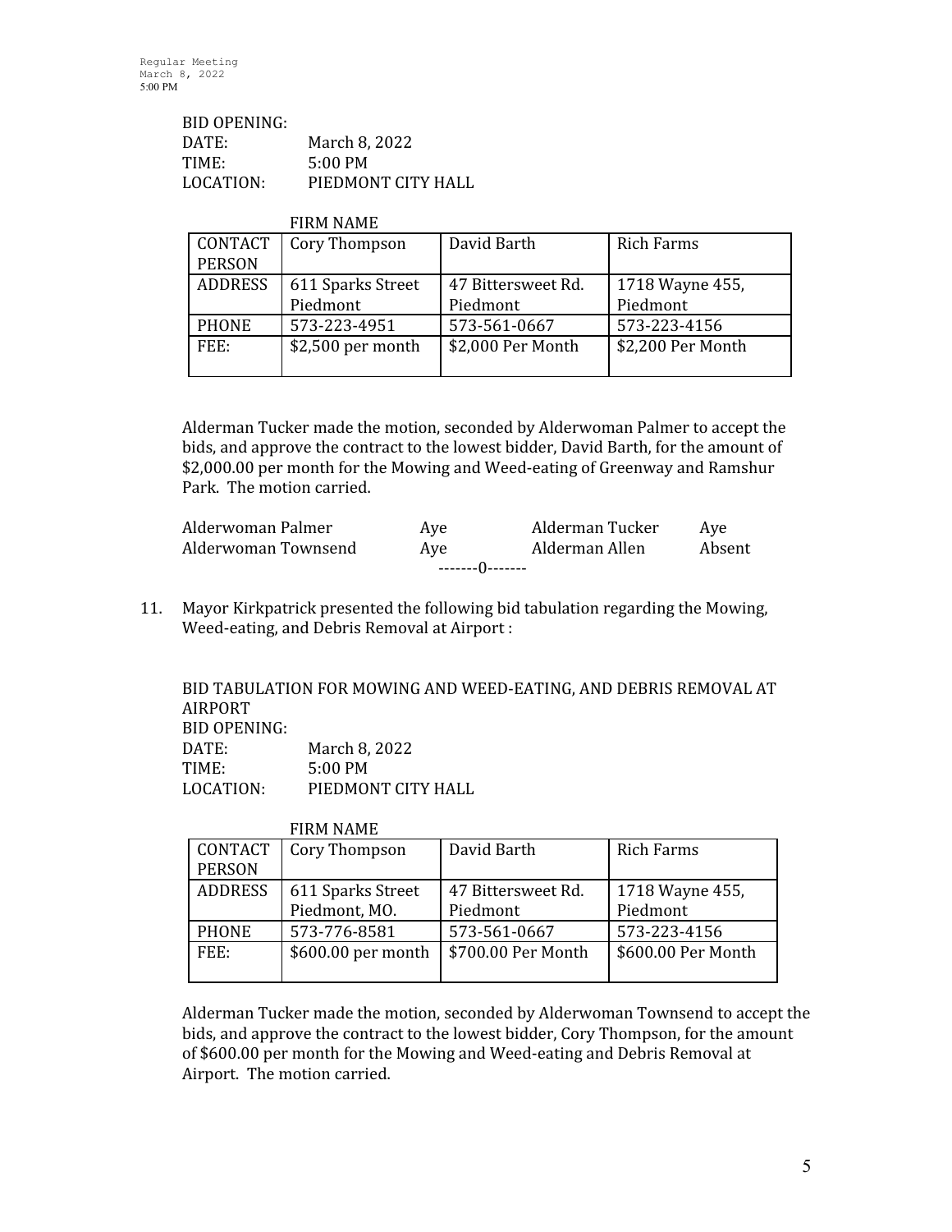BID OPENING:
DATE: March 8, 2022
TIME: 5:00 PM
LOCATION: PIEDMONT CITY HALL

| | FIRM NAME | | |
|---|---|---|---|
| CONTACT PERSON | Cory Thompson | David Barth | Rich Farms |
| ADDRESS | 611 Sparks Street Piedmont | 47 Bittersweet Rd. Piedmont | 1718 Wayne 455, Piedmont |
| PHONE | 573-223-4951 | 573-561-0667 | 573-223-4156 |
| FEE: | $2,500 per month | $2,000 Per Month | $2,200 Per Month |

Alderman Tucker made the motion, seconded by Alderwoman Palmer to accept the bids, and approve the contract to the lowest bidder, David Barth, for the amount of $2,000.00 per month for the Mowing and Weed-eating of Greenway and Ramshur Park. The motion carried.

| | | | |
|---|---|---|---|
| Alderwoman Palmer | Aye | Alderman Tucker | Aye |
| Alderwoman Townsend | Aye | Alderman Allen | Absent |

-------0-------

11. Mayor Kirkpatrick presented the following bid tabulation regarding the Mowing, Weed-eating, and Debris Removal at Airport :

BID TABULATION FOR MOWING AND WEED-EATING, AND DEBRIS REMOVAL AT AIRPORT
BID OPENING:
DATE: March 8, 2022
TIME: 5:00 PM
LOCATION: PIEDMONT CITY HALL

| | FIRM NAME | | |
|---|---|---|---|
| CONTACT PERSON | Cory Thompson | David Barth | Rich Farms |
| ADDRESS | 611 Sparks Street Piedmont, MO. | 47 Bittersweet Rd. Piedmont | 1718 Wayne 455, Piedmont |
| PHONE | 573-776-8581 | 573-561-0667 | 573-223-4156 |
| FEE: | $600.00 per month | $700.00 Per Month | $600.00 Per Month |

Alderman Tucker made the motion, seconded by Alderwoman Townsend to accept the bids, and approve the contract to the lowest bidder, Cory Thompson, for the amount of $600.00 per month for the Mowing and Weed-eating and Debris Removal at Airport. The motion carried.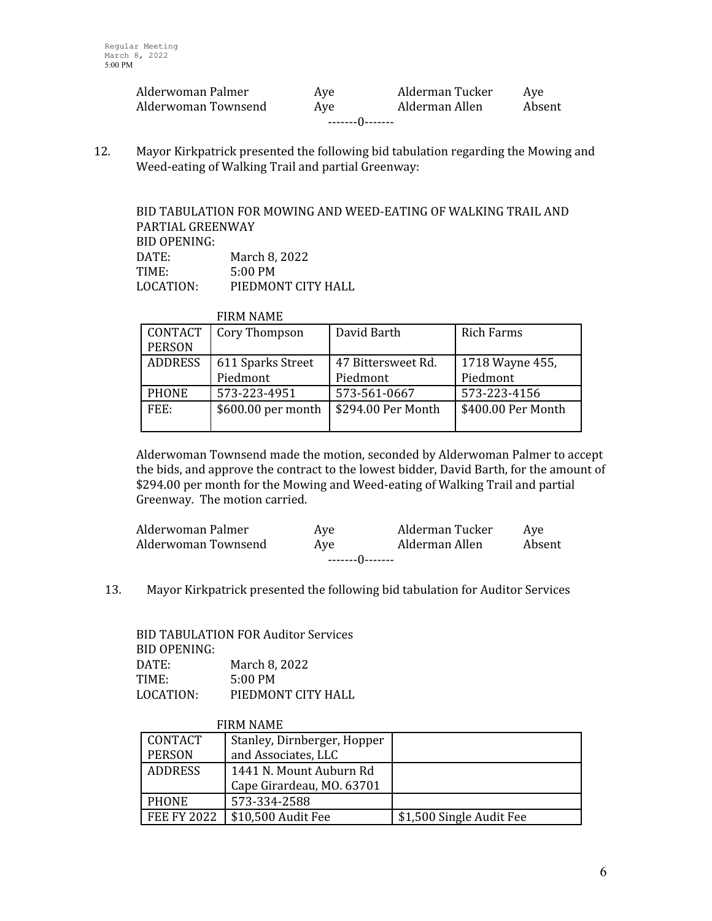| | | | |
|---|---|---|---|
| Alderwoman Palmer | Aye | Alderman Tucker | Aye |
| Alderwoman Townsend | Aye | Alderman Allen | Absent |

-------0-------

12. Mayor Kirkpatrick presented the following bid tabulation regarding the Mowing and Weed-eating of Walking Trail and partial Greenway:

BID TABULATION FOR MOWING AND WEED-EATING OF WALKING TRAIL AND PARTIAL GREENWAY
BID OPENING:
DATE: March 8, 2022
TIME: 5:00 PM
LOCATION: PIEDMONT CITY HALL

FIRM NAME

| CONTACT PERSON | Cory Thompson | David Barth | Rich Farms |
|---|---|---|---|
| ADDRESS | 611 Sparks Street Piedmont | 47 Bittersweet Rd. Piedmont | 1718 Wayne 455, Piedmont |
| PHONE | 573-223-4951 | 573-561-0667 | 573-223-4156 |
| FEE: | $600.00 per month | $294.00 Per Month | $400.00 Per Month |

Alderwoman Townsend made the motion, seconded by Alderwoman Palmer to accept the bids, and approve the contract to the lowest bidder, David Barth, for the amount of $294.00 per month for the Mowing and Weed-eating of Walking Trail and partial Greenway. The motion carried.

| | | | |
|---|---|---|---|
| Alderwoman Palmer | Aye | Alderman Tucker | Aye |
| Alderwoman Townsend | Aye | Alderman Allen | Absent |

-------0-------

13. Mayor Kirkpatrick presented the following bid tabulation for Auditor Services

BID TABULATION FOR Auditor Services
BID OPENING:
DATE: March 8, 2022
TIME: 5:00 PM
LOCATION: PIEDMONT CITY HALL

FIRM NAME

| CONTACT PERSON | Stanley, Dirnberger, Hopper and Associates, LLC | |
|---|---|---|
| ADDRESS | 1441 N. Mount Auburn Rd Cape Girardeau, MO. 63701 | |
| PHONE | 573-334-2588 | |
| FEE FY 2022 | $10,500 Audit Fee | $1,500 Single Audit Fee |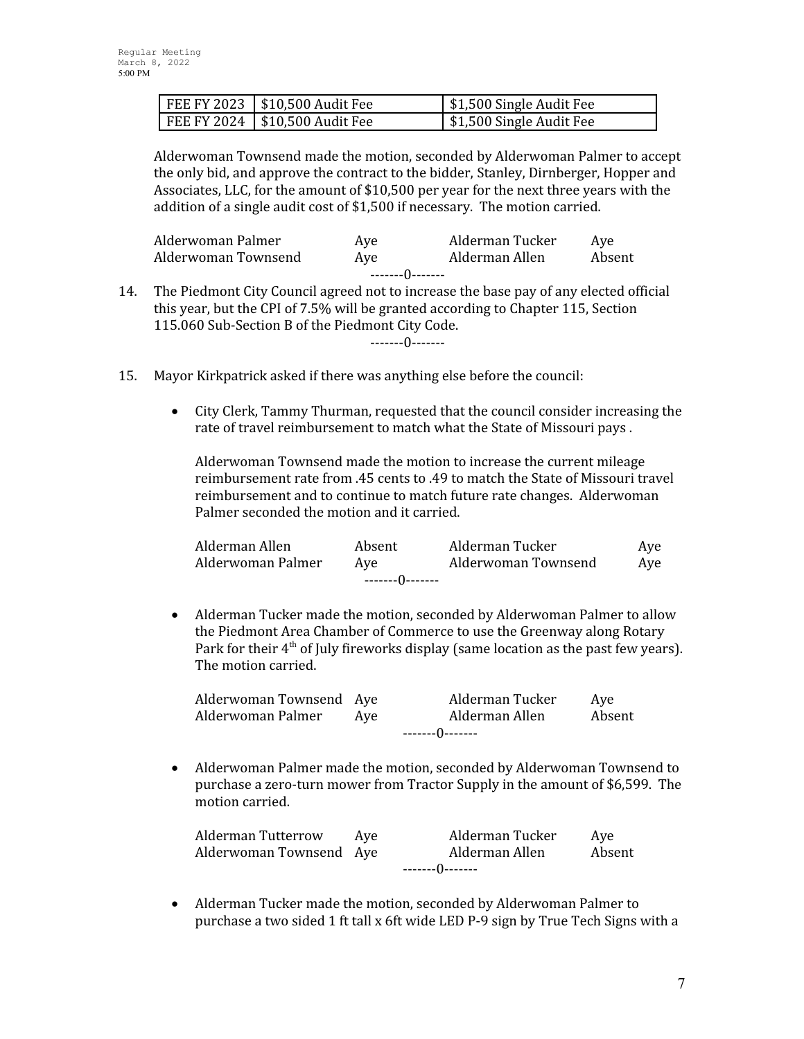| FEE FY 2023 | $10,500 Audit Fee | $1,500 Single Audit Fee |
|---|---|---|
| FEE FY 2024 | $10,500 Audit Fee | $1,500 Single Audit Fee |

Alderwoman Townsend made the motion, seconded by Alderwoman Palmer to accept the only bid, and approve the contract to the bidder, Stanley, Dirnberger, Hopper and Associates, LLC, for the amount of $10,500 per year for the next three years with the addition of a single audit cost of $1,500 if necessary. The motion carried.

| | | | |
|---|---|---|---|
| Alderwoman Palmer | Aye | Alderman Tucker | Aye |
| Alderwoman Townsend | Aye | Alderman Allen | Absent |

-------0-------

14. The Piedmont City Council agreed not to increase the base pay of any elected official this year, but the CPI of 7.5% will be granted according to Chapter 115, Section 115.060 Sub-Section B of the Piedmont City Code.

-------0-------

15. Mayor Kirkpatrick asked if there was anything else before the council:

- City Clerk, Tammy Thurman, requested that the council consider increasing the rate of travel reimbursement to match what the State of Missouri pays .

  Alderwoman Townsend made the motion to increase the current mileage reimbursement rate from .45 cents to .49 to match the State of Missouri travel reimbursement and to continue to match future rate changes. Alderwoman Palmer seconded the motion and it carried.

| | | | |
|---|---|---|---|
| Alderman Allen | Absent | Alderman Tucker | Aye |
| Alderwoman Palmer | Aye | Alderwoman Townsend | Aye |

-------0-------

- Alderman Tucker made the motion, seconded by Alderwoman Palmer to allow the Piedmont Area Chamber of Commerce to use the Greenway along Rotary Park for their 4th of July fireworks display (same location as the past few years). The motion carried.

| | | | |
|---|---|---|---|
| Alderwoman Townsend | Aye | Alderman Tucker | Aye |
| Alderwoman Palmer | Aye | Alderman Allen | Absent |

-------0-------

- Alderwoman Palmer made the motion, seconded by Alderwoman Townsend to purchase a zero-turn mower from Tractor Supply in the amount of $6,599. The motion carried.

| | | | |
|---|---|---|---|
| Alderman Tutterrow | Aye | Alderman Tucker | Aye |
| Alderwoman Townsend | Aye | Alderman Allen | Absent |

-------0-------

- Alderman Tucker made the motion, seconded by Alderwoman Palmer to purchase a two sided 1 ft tall x 6ft wide LED P-9 sign by True Tech Signs with a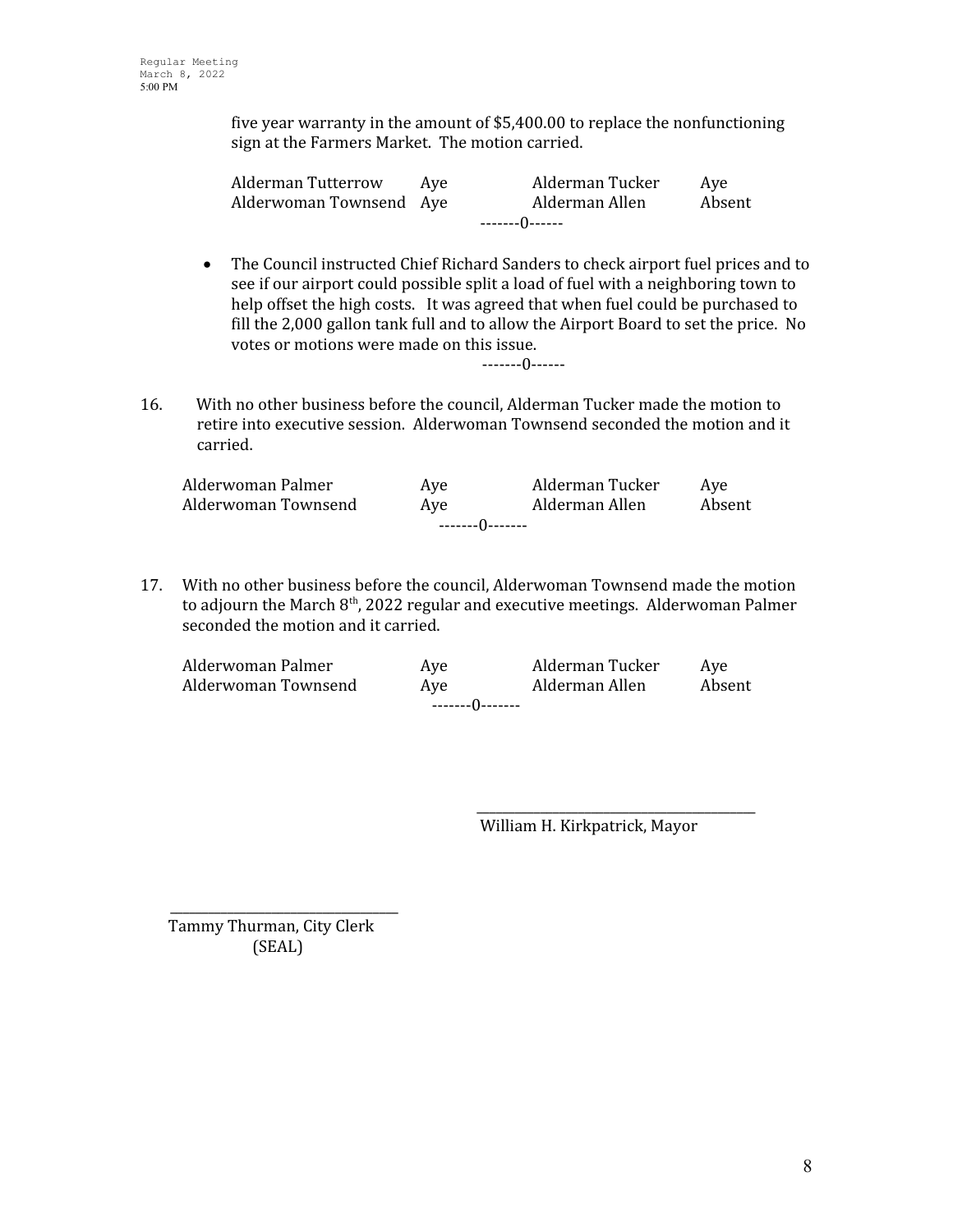five year warranty in the amount of $5,400.00 to replace the nonfunctioning sign at the Farmers Market. The motion carried.

| | | | |
|---|---|---|---|
| Alderman Tutterrow | Aye | Alderman Tucker | Aye |
| Alderwoman Townsend | Aye | Alderman Allen | Absent |

-------0------

- The Council instructed Chief Richard Sanders to check airport fuel prices and to see if our airport could possible split a load of fuel with a neighboring town to help offset the high costs. It was agreed that when fuel could be purchased to fill the 2,000 gallon tank full and to allow the Airport Board to set the price. No votes or motions were made on this issue.

-------0------

16. With no other business before the council, Alderman Tucker made the motion to retire into executive session. Alderwoman Townsend seconded the motion and it carried.

| | | | |
|---|---|---|---|
| Alderwoman Palmer | Aye | Alderman Tucker | Aye |
| Alderwoman Townsend | Aye | Alderman Allen | Absent |

-------0-------

17. With no other business before the council, Alderwoman Townsend made the motion to adjourn the March 8th, 2022 regular and executive meetings. Alderwoman Palmer seconded the motion and it carried.

| | | | |
|---|---|---|---|
| Alderwoman Palmer | Aye | Alderman Tucker | Aye |
| Alderwoman Townsend | Aye | Alderman Allen | Absent |

-------0-------

\_\_\_\_\_\_\_\_\_\_\_\_\_\_\_\_\_\_\_\_\_\_\_\_\_\_\_\_\_\_\_\_\_\_\_\_
William H. Kirkpatrick, Mayor

\_\_\_\_\_\_\_\_\_\_\_\_\_\_\_\_\_\_\_\_\_\_\_\_\_\_\_\_\_\_
Tammy Thurman, City Clerk
(SEAL)